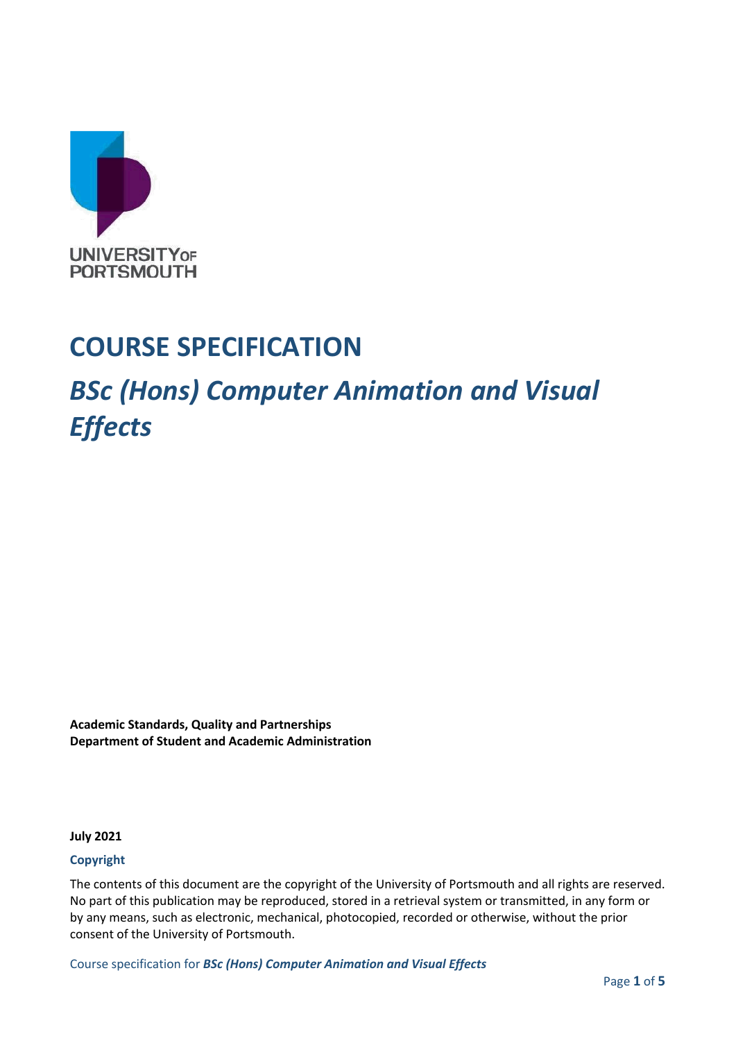UNIVERSITY OF PORTSMOUTH

# COURSE SPECIFICATION

## *BSc (Hons) Computer Animation and Visual Effects*

**Academic Standards, Quality and Partnerships**
**Department of Student and Academic Administration**

**July 2021**

### Copyright

The contents of this document are the copyright of the University of Portsmouth and all rights are reserved. No part of this publication may be reproduced, stored in a retrieval system or transmitted, in any form or by any means, such as electronic, mechanical, photocopied, recorded or otherwise, without the prior consent of the University of Portsmouth.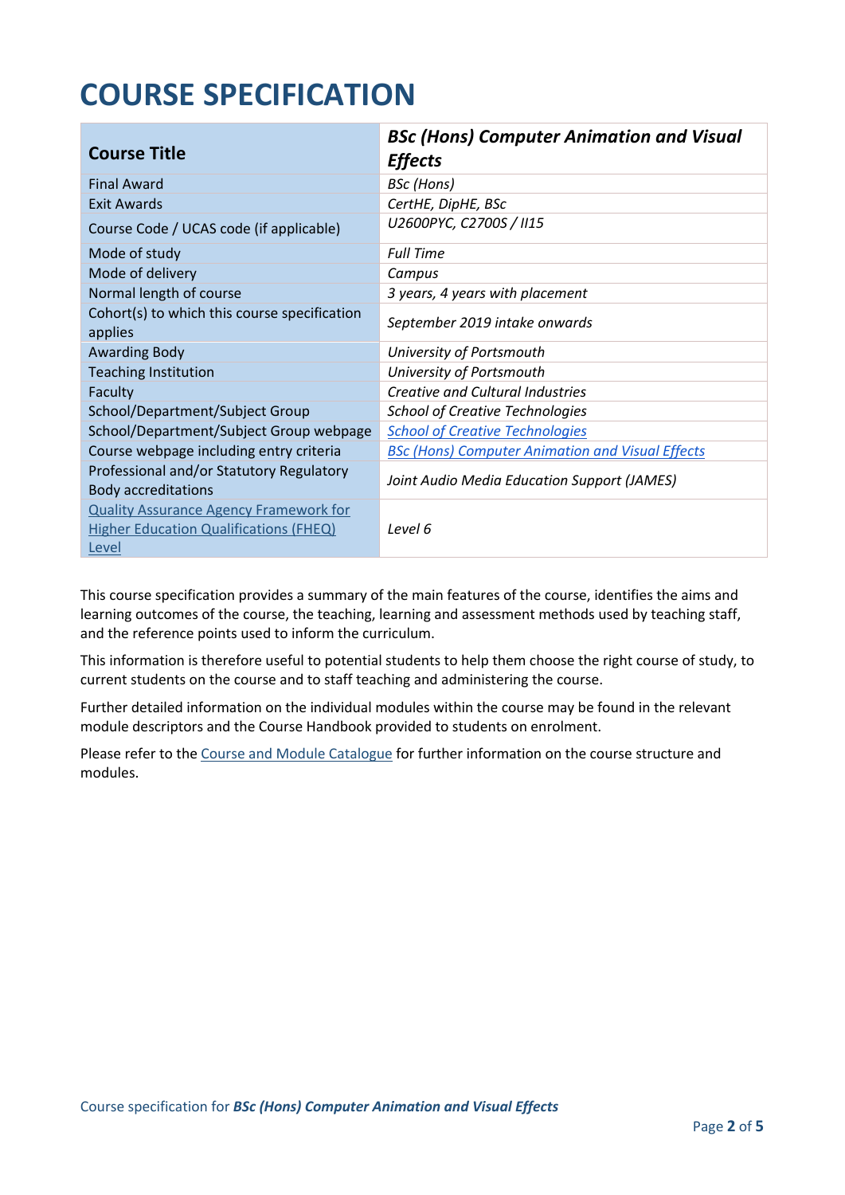# COURSE SPECIFICATION

| Course Title | ***BSc (Hons) Computer Animation and Visual Effects*** |
|---|---|
| Final Award | *BSc (Hons)* |
| Exit Awards | *CertHE, DipHE, BSc* |
| Course Code / UCAS code (if applicable) | *U2600PYC, C2700S / II15* |
| Mode of study | *Full Time* |
| Mode of delivery | *Campus* |
| Normal length of course | *3 years, 4 years with placement* |
| Cohort(s) to which this course specification applies | *September 2019 intake onwards* |
| Awarding Body | *University of Portsmouth* |
| Teaching Institution | *University of Portsmouth* |
| Faculty | *Creative and Cultural Industries* |
| School/Department/Subject Group | *School of Creative Technologies* |
| School/Department/Subject Group webpage | *School of Creative Technologies* |
| Course webpage including entry criteria | *BSc (Hons) Computer Animation and Visual Effects* |
| Professional and/or Statutory Regulatory Body accreditations | *Joint Audio Media Education Support (JAMES)* |
| Quality Assurance Agency Framework for Higher Education Qualifications (FHEQ) Level | *Level 6* |

This course specification provides a summary of the main features of the course, identifies the aims and learning outcomes of the course, the teaching, learning and assessment methods used by teaching staff, and the reference points used to inform the curriculum.

This information is therefore useful to potential students to help them choose the right course of study, to current students on the course and to staff teaching and administering the course.

Further detailed information on the individual modules within the course may be found in the relevant module descriptors and the Course Handbook provided to students on enrolment.

Please refer to the Course and Module Catalogue for further information on the course structure and modules.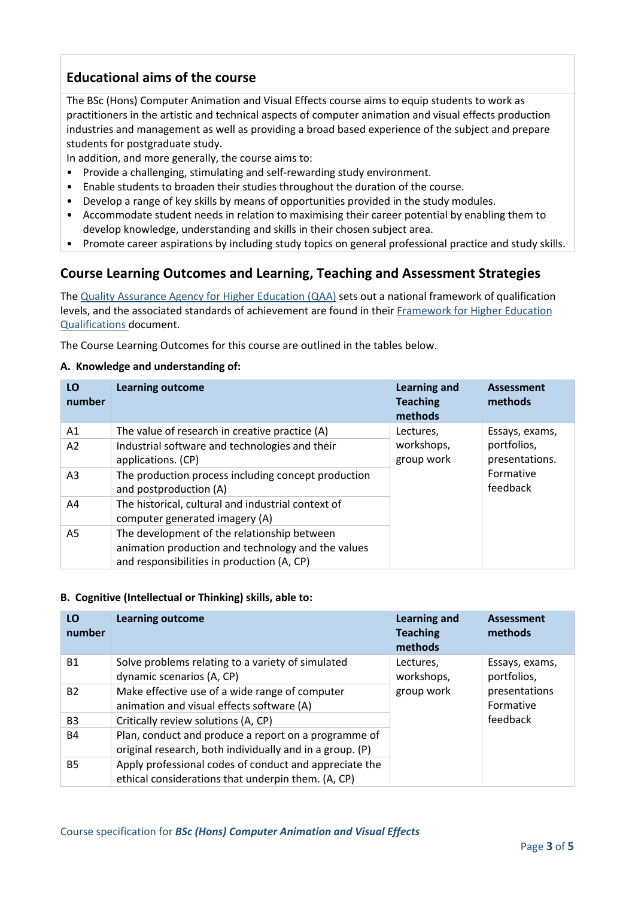## Educational aims of the course

The BSc (Hons) Computer Animation and Visual Effects course aims to equip students to work as practitioners in the artistic and technical aspects of computer animation and visual effects production industries and management as well as providing a broad based experience of the subject and prepare students for postgraduate study.

In addition, and more generally, the course aims to:

- Provide a challenging, stimulating and self-rewarding study environment.
- Enable students to broaden their studies throughout the duration of the course.
- Develop a range of key skills by means of opportunities provided in the study modules.
- Accommodate student needs in relation to maximising their career potential by enabling them to develop knowledge, understanding and skills in their chosen subject area.
- Promote career aspirations by including study topics on general professional practice and study skills.

## Course Learning Outcomes and Learning, Teaching and Assessment Strategies

The [Quality Assurance Agency for Higher Education (QAA)](#) sets out a national framework of qualification levels, and the associated standards of achievement are found in their [Framework for Higher Education Qualifications](#) document.

The Course Learning Outcomes for this course are outlined in the tables below.

**A. Knowledge and understanding of:**

| LO number | Learning outcome | Learning and Teaching methods | Assessment methods |
|---|---|---|---|
| A1 | The value of research in creative practice (A) | Lectures, workshops, group work | Essays, exams, portfolios, presentations. Formative feedback |
| A2 | Industrial software and technologies and their applications. (CP) | | |
| A3 | The production process including concept production and postproduction (A) | | |
| A4 | The historical, cultural and industrial context of computer generated imagery (A) | | |
| A5 | The development of the relationship between animation production and technology and the values and responsibilities in production (A, CP) | | |

**B. Cognitive (Intellectual or Thinking) skills, able to:**

| LO number | Learning outcome | Learning and Teaching methods | Assessment methods |
|---|---|---|---|
| B1 | Solve problems relating to a variety of simulated dynamic scenarios (A, CP) | Lectures, workshops, group work | Essays, exams, portfolios, presentations Formative feedback |
| B2 | Make effective use of a wide range of computer animation and visual effects software (A) | | |
| B3 | Critically review solutions (A, CP) | | |
| B4 | Plan, conduct and produce a report on a programme of original research, both individually and in a group. (P) | | |
| B5 | Apply professional codes of conduct and appreciate the ethical considerations that underpin them. (A, CP) | | |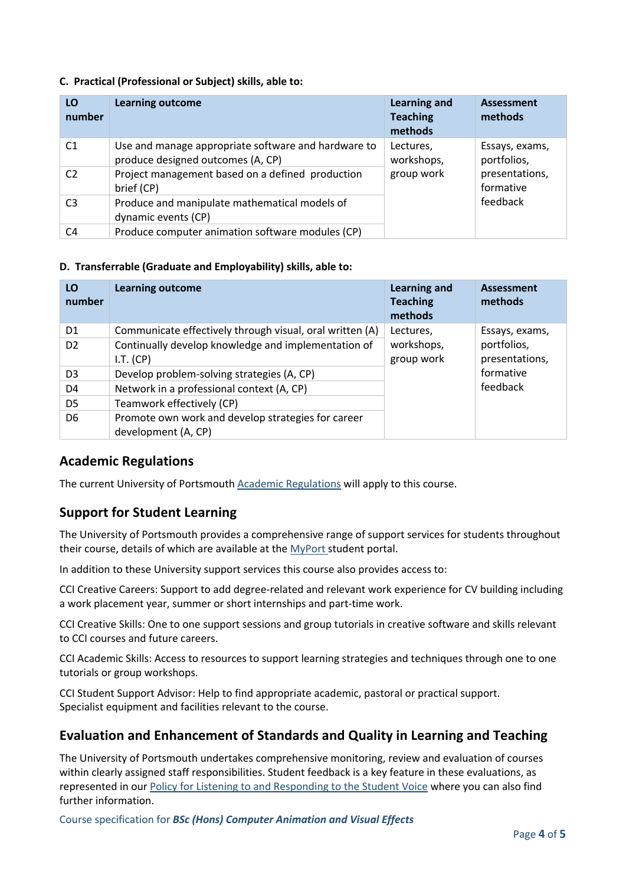**C. Practical (Professional or Subject) skills, able to:**

| LO number | Learning outcome | Learning and Teaching methods | Assessment methods |
|---|---|---|---|
| C1 | Use and manage appropriate software and hardware to produce designed outcomes (A, CP) | Lectures, workshops, group work | Essays, exams, portfolios, presentations, formative feedback |
| C2 | Project management based on a defined production brief (CP) | | |
| C3 | Produce and manipulate mathematical models of dynamic events (CP) | | |
| C4 | Produce computer animation software modules (CP) | | |

**D. Transferrable (Graduate and Employability) skills, able to:**

| LO number | Learning outcome | Learning and Teaching methods | Assessment methods |
|---|---|---|---|
| D1 | Communicate effectively through visual, oral written (A) | Lectures, workshops, group work | Essays, exams, portfolios, presentations, formative feedback |
| D2 | Continually develop knowledge and implementation of I.T. (CP) | | |
| D3 | Develop problem-solving strategies (A, CP) | | |
| D4 | Network in a professional context (A, CP) | | |
| D5 | Teamwork effectively (CP) | | |
| D6 | Promote own work and develop strategies for career development (A, CP) | | |

## Academic Regulations

The current University of Portsmouth Academic Regulations will apply to this course.

## Support for Student Learning

The University of Portsmouth provides a comprehensive range of support services for students throughout their course, details of which are available at the MyPort student portal.

In addition to these University support services this course also provides access to:

CCI Creative Careers: Support to add degree-related and relevant work experience for CV building including a work placement year, summer or short internships and part-time work.

CCI Creative Skills: One to one support sessions and group tutorials in creative software and skills relevant to CCI courses and future careers.

CCI Academic Skills: Access to resources to support learning strategies and techniques through one to one tutorials or group workshops.

CCI Student Support Advisor: Help to find appropriate academic, pastoral or practical support.
Specialist equipment and facilities relevant to the course.

## Evaluation and Enhancement of Standards and Quality in Learning and Teaching

The University of Portsmouth undertakes comprehensive monitoring, review and evaluation of courses within clearly assigned staff responsibilities. Student feedback is a key feature in these evaluations, as represented in our Policy for Listening to and Responding to the Student Voice where you can also find further information.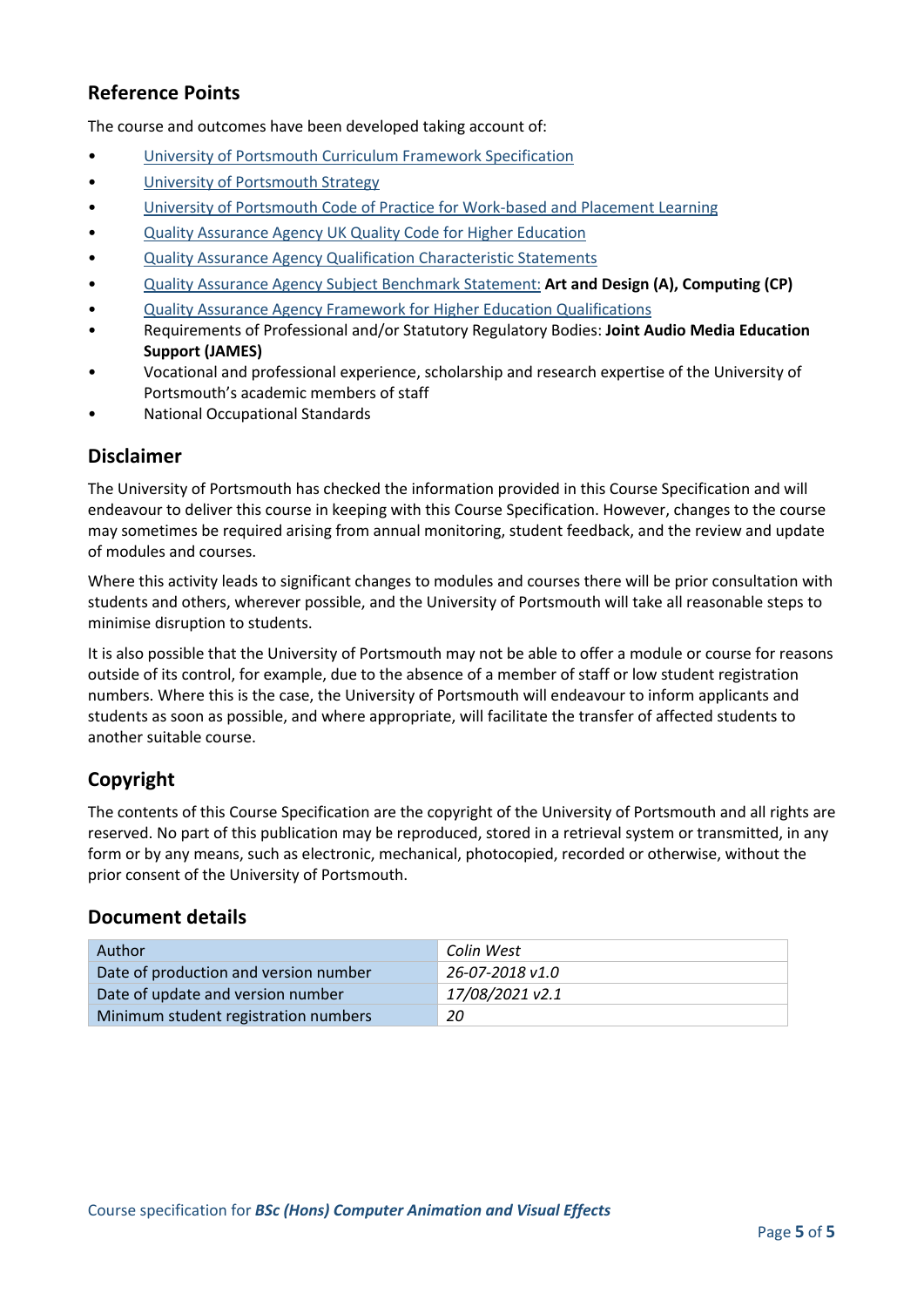## Reference Points

The course and outcomes have been developed taking account of:

- University of Portsmouth Curriculum Framework Specification
- University of Portsmouth Strategy
- University of Portsmouth Code of Practice for Work-based and Placement Learning
- Quality Assurance Agency UK Quality Code for Higher Education
- Quality Assurance Agency Qualification Characteristic Statements
- Quality Assurance Agency Subject Benchmark Statement: **Art and Design (A), Computing (CP)**
- Quality Assurance Agency Framework for Higher Education Qualifications
- Requirements of Professional and/or Statutory Regulatory Bodies: **Joint Audio Media Education Support (JAMES)**
- Vocational and professional experience, scholarship and research expertise of the University of Portsmouth's academic members of staff
- National Occupational Standards

## Disclaimer

The University of Portsmouth has checked the information provided in this Course Specification and will endeavour to deliver this course in keeping with this Course Specification. However, changes to the course may sometimes be required arising from annual monitoring, student feedback, and the review and update of modules and courses.

Where this activity leads to significant changes to modules and courses there will be prior consultation with students and others, wherever possible, and the University of Portsmouth will take all reasonable steps to minimise disruption to students.

It is also possible that the University of Portsmouth may not be able to offer a module or course for reasons outside of its control, for example, due to the absence of a member of staff or low student registration numbers. Where this is the case, the University of Portsmouth will endeavour to inform applicants and students as soon as possible, and where appropriate, will facilitate the transfer of affected students to another suitable course.

## Copyright

The contents of this Course Specification are the copyright of the University of Portsmouth and all rights are reserved. No part of this publication may be reproduced, stored in a retrieval system or transmitted, in any form or by any means, such as electronic, mechanical, photocopied, recorded or otherwise, without the prior consent of the University of Portsmouth.

## Document details

| | |
|---|---|
| Author | *Colin West* |
| Date of production and version number | *26-07-2018 v1.0* |
| Date of update and version number | *17/08/2021 v2.1* |
| Minimum student registration numbers | *20* |